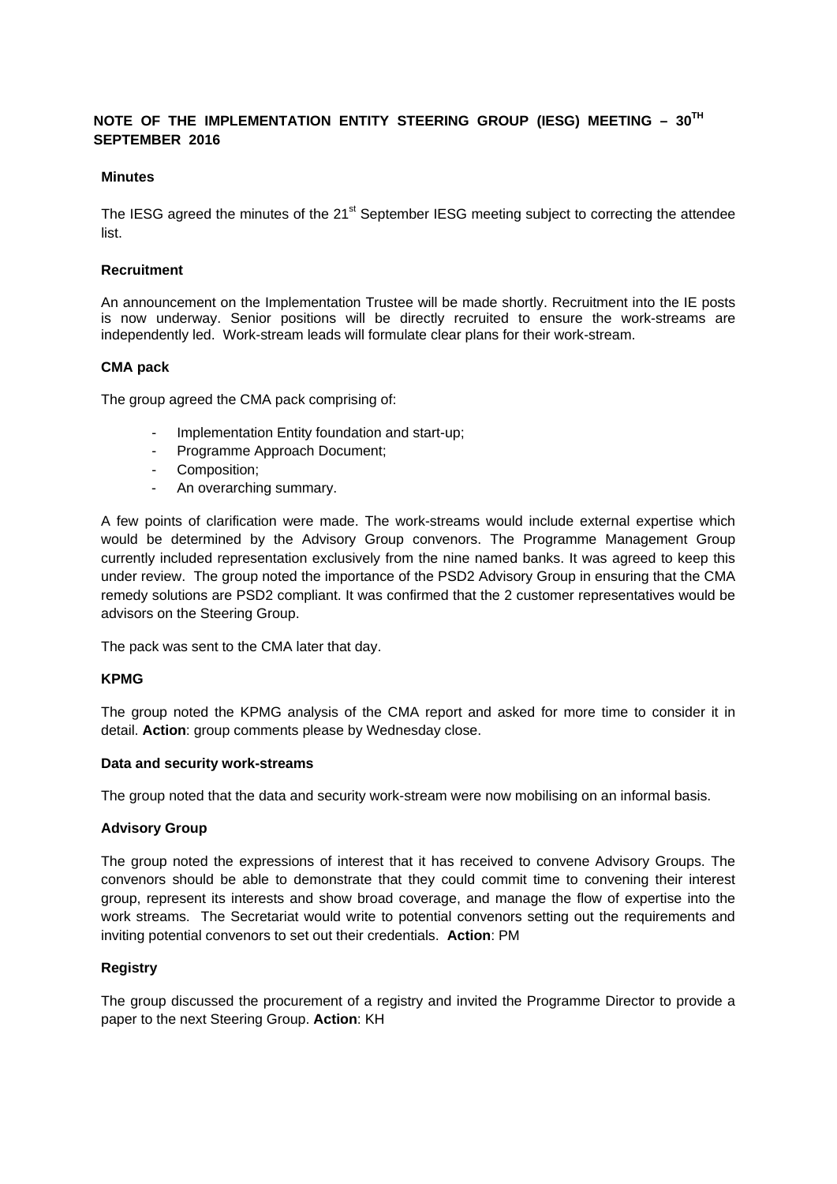# NOTE OF THE IMPLEMENTATION ENTITY STEERING GROUP (IESG) MEETING – 30TH SEPTEMBER 2016

### Minutes

The IESG agreed the minutes of the 21st September IESG meeting subject to correcting the attendee list.

### Recruitment

An announcement on the Implementation Trustee will be made shortly. Recruitment into the IE posts is now underway. Senior positions will be directly recruited to ensure the work-streams are independently led. Work-stream leads will formulate clear plans for their work-stream.

### CMA pack

The group agreed the CMA pack comprising of:

- Implementation Entity foundation and start-up;
- Programme Approach Document;
- Composition;
- An overarching summary.

A few points of clarification were made. The work-streams would include external expertise which would be determined by the Advisory Group convenors. The Programme Management Group currently included representation exclusively from the nine named banks. It was agreed to keep this under review. The group noted the importance of the PSD2 Advisory Group in ensuring that the CMA remedy solutions are PSD2 compliant. It was confirmed that the 2 customer representatives would be advisors on the Steering Group.

The pack was sent to the CMA later that day.

### KPMG

The group noted the KPMG analysis of the CMA report and asked for more time to consider it in detail. **Action**: group comments please by Wednesday close.

### Data and security work-streams

The group noted that the data and security work-stream were now mobilising on an informal basis.

### Advisory Group

The group noted the expressions of interest that it has received to convene Advisory Groups. The convenors should be able to demonstrate that they could commit time to convening their interest group, represent its interests and show broad coverage, and manage the flow of expertise into the work streams. The Secretariat would write to potential convenors setting out the requirements and inviting potential convenors to set out their credentials. **Action**: PM

### Registry

The group discussed the procurement of a registry and invited the Programme Director to provide a paper to the next Steering Group. **Action**: KH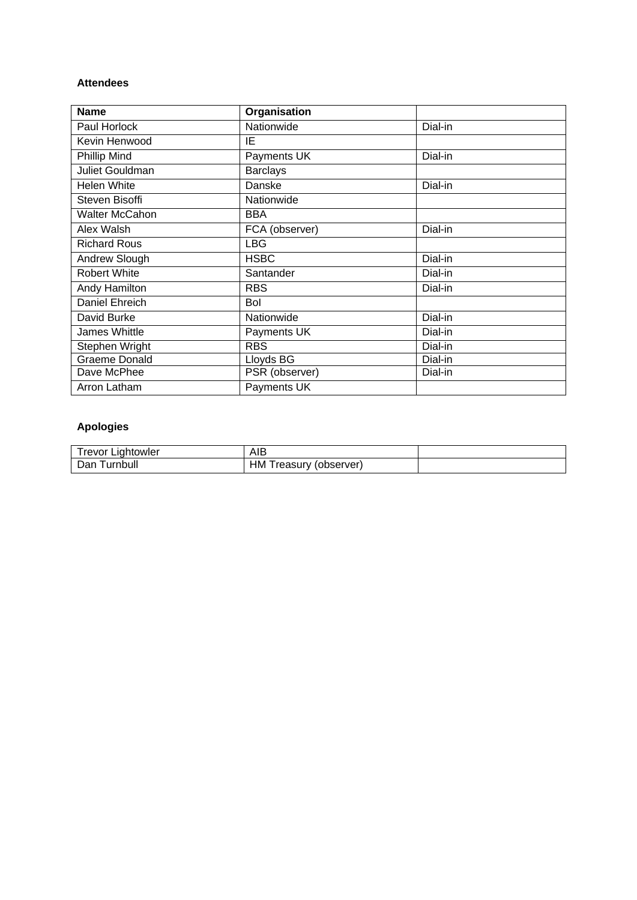**Attendees**

| Name | Organisation | |
|---|---|---|
| Paul Horlock | Nationwide | Dial-in |
| Kevin Henwood | IE | |
| Phillip Mind | Payments UK | Dial-in |
| Juliet Gouldman | Barclays | |
| Helen White | Danske | Dial-in |
| Steven Bisoffi | Nationwide | |
| Walter McCahon | BBA | |
| Alex Walsh | FCA (observer) | Dial-in |
| Richard Rous | LBG | |
| Andrew Slough | HSBC | Dial-in |
| Robert White | Santander | Dial-in |
| Andy Hamilton | RBS | Dial-in |
| Daniel Ehreich | BoI | |
| David Burke | Nationwide | Dial-in |
| James Whittle | Payments UK | Dial-in |
| Stephen Wright | RBS | Dial-in |
| Graeme Donald | Lloyds BG | Dial-in |
| Dave McPhee | PSR (observer) | Dial-in |
| Arron Latham | Payments UK | |

**Apologies**

| | | |
|---|---|---|
| Trevor Lightowler | AIB | |
| Dan Turnbull | HM Treasury (observer) | |